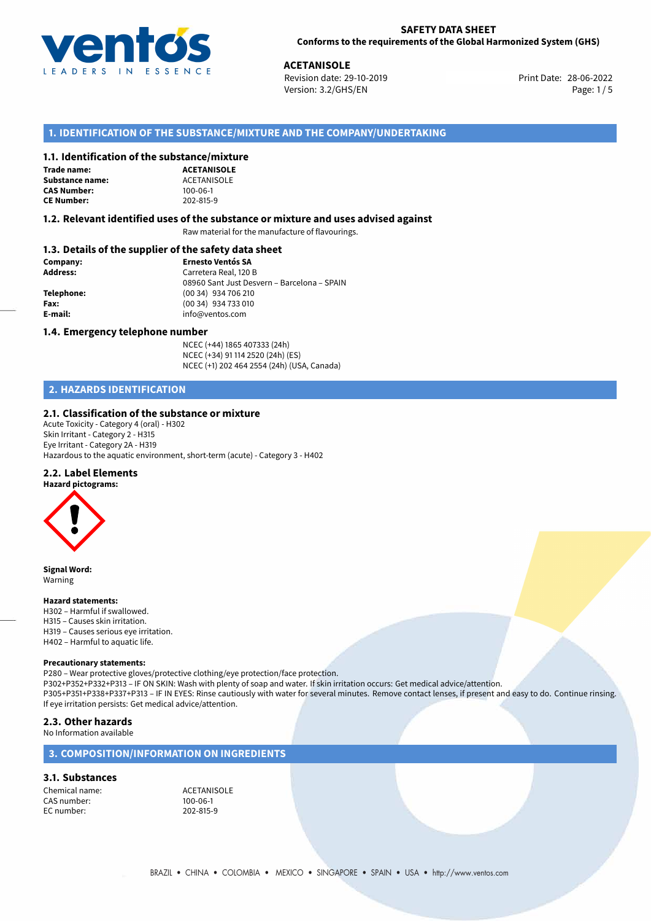**SAFETY DATA SHEET**
**Conforms to the requirements of the Global Harmonized System (GHS)**

**ACETANISOLE**
Revision date: 29-10-2019
Version: 3.2/GHS/EN
Print Date: 28-06-2022

## 1. IDENTIFICATION OF THE SUBSTANCE/MIXTURE AND THE COMPANY/UNDERTAKING

### 1.1. Identification of the substance/mixture

**Trade name:** **ACETANISOLE**
**Substance name:** ACETANISOLE
**CAS Number:** 100-06-1
**CE Number:** 202-815-9

### 1.2. Relevant identified uses of the substance or mixture and uses advised against

Raw material for the manufacture of flavourings.

### 1.3. Details of the supplier of the safety data sheet

**Company:** **Ernesto Ventós SA**
**Address:** Carretera Real, 120 B
08960 Sant Just Desvern – Barcelona – SPAIN
**Telephone:** (00 34) 934 706 210
**Fax:** (00 34) 934 733 010
**E-mail:** info@ventos.com

### 1.4. Emergency telephone number

NCEC (+44) 1865 407333 (24h)
NCEC (+34) 91 114 2520 (24h) (ES)
NCEC (+1) 202 464 2554 (24h) (USA, Canada)

## 2. HAZARDS IDENTIFICATION

### 2.1. Classification of the substance or mixture

Acute Toxicity - Category 4 (oral) - H302
Skin Irritant - Category 2 - H315
Eye Irritant - Category 2A - H319
Hazardous to the aquatic environment, short-term (acute) - Category 3 - H402

### 2.2. Label Elements

**Hazard pictograms:**

**Signal Word:**
Warning

**Hazard statements:**
H302 – Harmful if swallowed.
H315 – Causes skin irritation.
H319 – Causes serious eye irritation.
H402 – Harmful to aquatic life.

**Precautionary statements:**
P280 – Wear protective gloves/protective clothing/eye protection/face protection.
P302+P352+P332+P313 – IF ON SKIN: Wash with plenty of soap and water. If skin irritation occurs: Get medical advice/attention.
P305+P351+P338+P337+P313 – IF IN EYES: Rinse cautiously with water for several minutes. Remove contact lenses, if present and easy to do. Continue rinsing. If eye irritation persists: Get medical advice/attention.

### 2.3. Other hazards

No Information available

## 3. COMPOSITION/INFORMATION ON INGREDIENTS

### 3.1. Substances

Chemical name: ACETANISOLE
CAS number: 100-06-1
EC number: 202-815-9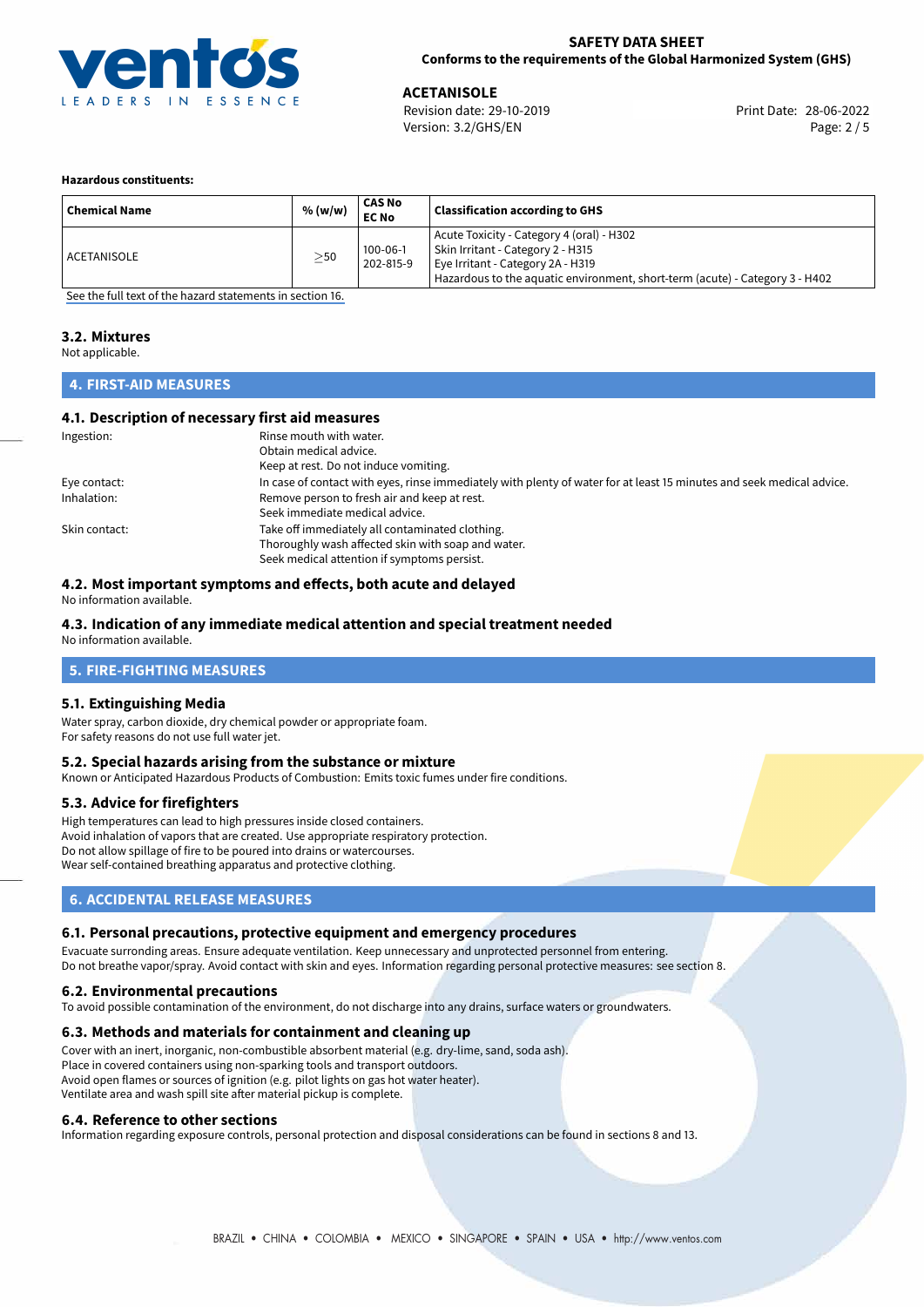**Hazardous constituents:**

| Chemical Name | % (w/w) | CAS No EC No | Classification according to GHS |
|---|---|---|---|
| ACETANISOLE | ≥50 | 100-06-1 202-815-9 | Acute Toxicity - Category 4 (oral) - H302<br>Skin Irritant - Category 2 - H315<br>Eye Irritant - Category 2A - H319<br>Hazardous to the aquatic environment, short-term (acute) - Category 3 - H402 |

See the full text of the hazard statements in section 16.

### 3.2. Mixtures

Not applicable.

## 4. FIRST-AID MEASURES

### 4.1. Description of necessary first aid measures

Ingestion: Rinse mouth with water.
Obtain medical advice.
Keep at rest. Do not induce vomiting.

Eye contact: In case of contact with eyes, rinse immediately with plenty of water for at least 15 minutes and seek medical advice.

Inhalation: Remove person to fresh air and keep at rest.
Seek immediate medical advice.

Skin contact: Take off immediately all contaminated clothing.
Thoroughly wash affected skin with soap and water.
Seek medical attention if symptoms persist.

### 4.2. Most important symptoms and effects, both acute and delayed

No information available.

### 4.3. Indication of any immediate medical attention and special treatment needed

No information available.

## 5. FIRE-FIGHTING MEASURES

### 5.1. Extinguishing Media

Water spray, carbon dioxide, dry chemical powder or appropriate foam.
For safety reasons do not use full water jet.

### 5.2. Special hazards arising from the substance or mixture

Known or Anticipated Hazardous Products of Combustion: Emits toxic fumes under fire conditions.

### 5.3. Advice for firefighters

High temperatures can lead to high pressures inside closed containers.
Avoid inhalation of vapors that are created. Use appropriate respiratory protection.
Do not allow spillage of fire to be poured into drains or watercourses.
Wear self-contained breathing apparatus and protective clothing.

## 6. ACCIDENTAL RELEASE MEASURES

### 6.1. Personal precautions, protective equipment and emergency procedures

Evacuate surronding areas. Ensure adequate ventilation. Keep unnecessary and unprotected personnel from entering.
Do not breathe vapor/spray. Avoid contact with skin and eyes. Information regarding personal protective measures: see section 8.

### 6.2. Environmental precautions

To avoid possible contamination of the environment, do not discharge into any drains, surface waters or groundwaters.

### 6.3. Methods and materials for containment and cleaning up

Cover with an inert, inorganic, non-combustible absorbent material (e.g. dry-lime, sand, soda ash).
Place in covered containers using non-sparking tools and transport outdoors.
Avoid open flames or sources of ignition (e.g. pilot lights on gas hot water heater).
Ventilate area and wash spill site after material pickup is complete.

### 6.4. Reference to other sections

Information regarding exposure controls, personal protection and disposal considerations can be found in sections 8 and 13.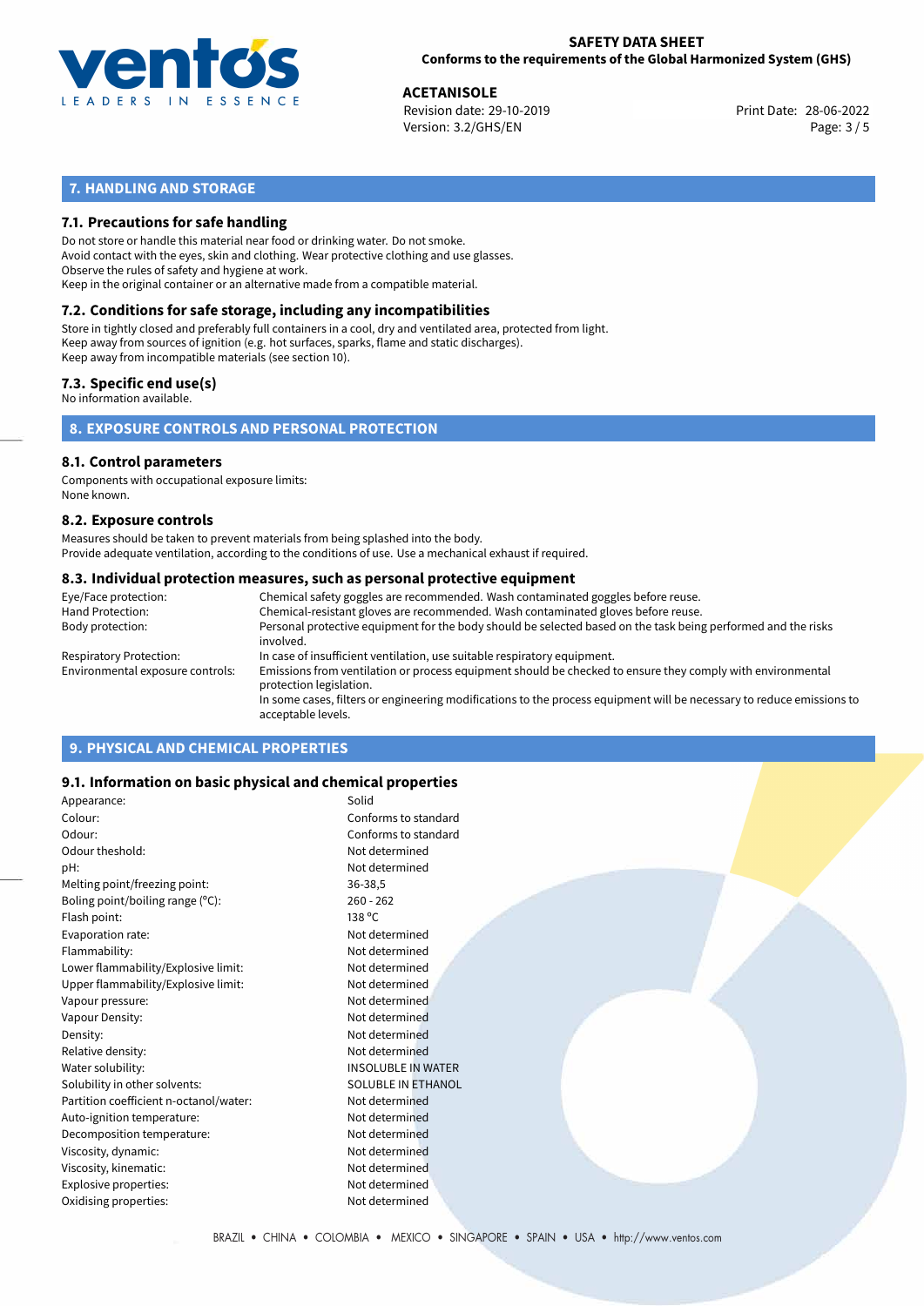## 7. HANDLING AND STORAGE

### 7.1. Precautions for safe handling

Do not store or handle this material near food or drinking water. Do not smoke.
Avoid contact with the eyes, skin and clothing. Wear protective clothing and use glasses.
Observe the rules of safety and hygiene at work.
Keep in the original container or an alternative made from a compatible material.

### 7.2. Conditions for safe storage, including any incompatibilities

Store in tightly closed and preferably full containers in a cool, dry and ventilated area, protected from light.
Keep away from sources of ignition (e.g. hot surfaces, sparks, flame and static discharges).
Keep away from incompatible materials (see section 10).

### 7.3. Specific end use(s)

No information available.

## 8. EXPOSURE CONTROLS AND PERSONAL PROTECTION

### 8.1. Control parameters

Components with occupational exposure limits:
None known.

### 8.2. Exposure controls

Measures should be taken to prevent materials from being splashed into the body.
Provide adequate ventilation, according to the conditions of use. Use a mechanical exhaust if required.

### 8.3. Individual protection measures, such as personal protective equipment

| | |
|---|---|
| Eye/Face protection: | Chemical safety goggles are recommended. Wash contaminated goggles before reuse. |
| Hand Protection: | Chemical-resistant gloves are recommended. Wash contaminated gloves before reuse. |
| Body protection: | Personal protective equipment for the body should be selected based on the task being performed and the risks involved. |
| Respiratory Protection: | In case of insufficient ventilation, use suitable respiratory equipment. |
| Environmental exposure controls: | Emissions from ventilation or process equipment should be checked to ensure they comply with environmental protection legislation. In some cases, filters or engineering modifications to the process equipment will be necessary to reduce emissions to acceptable levels. |

## 9. PHYSICAL AND CHEMICAL PROPERTIES

### 9.1. Information on basic physical and chemical properties

| | |
|---|---|
| Appearance: | Solid |
| Colour: | Conforms to standard |
| Odour: | Conforms to standard |
| Odour theshold: | Not determined |
| pH: | Not determined |
| Melting point/freezing point: | 36-38,5 |
| Boling point/boiling range (°C): | 260 - 262 |
| Flash point: | 138 °C |
| Evaporation rate: | Not determined |
| Flammability: | Not determined |
| Lower flammability/Explosive limit: | Not determined |
| Upper flammability/Explosive limit: | Not determined |
| Vapour pressure: | Not determined |
| Vapour Density: | Not determined |
| Density: | Not determined |
| Relative density: | Not determined |
| Water solubility: | INSOLUBLE IN WATER |
| Solubility in other solvents: | SOLUBLE IN ETHANOL |
| Partition coefficient n-octanol/water: | Not determined |
| Auto-ignition temperature: | Not determined |
| Decomposition temperature: | Not determined |
| Viscosity, dynamic: | Not determined |
| Viscosity, kinematic: | Not determined |
| Explosive properties: | Not determined |
| Oxidising properties: | Not determined |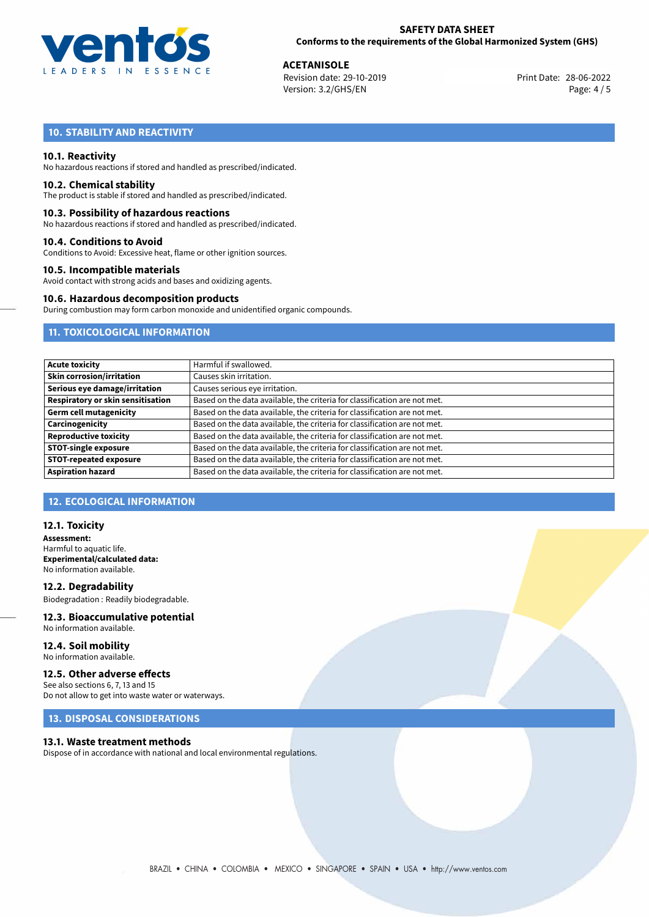## 10. STABILITY AND REACTIVITY

### 10.1. Reactivity
No hazardous reactions if stored and handled as prescribed/indicated.

### 10.2. Chemical stability
The product is stable if stored and handled as prescribed/indicated.

### 10.3. Possibility of hazardous reactions
No hazardous reactions if stored and handled as prescribed/indicated.

### 10.4. Conditions to Avoid
Conditions to Avoid: Excessive heat, flame or other ignition sources.

### 10.5. Incompatible materials
Avoid contact with strong acids and bases and oxidizing agents.

### 10.6. Hazardous decomposition products
During combustion may form carbon monoxide and unidentified organic compounds.

## 11. TOXICOLOGICAL INFORMATION

| | |
|---|---|
| **Acute toxicity** | Harmful if swallowed. |
| **Skin corrosion/irritation** | Causes skin irritation. |
| **Serious eye damage/irritation** | Causes serious eye irritation. |
| **Respiratory or skin sensitisation** | Based on the data available, the criteria for classification are not met. |
| **Germ cell mutagenicity** | Based on the data available, the criteria for classification are not met. |
| **Carcinogenicity** | Based on the data available, the criteria for classification are not met. |
| **Reproductive toxicity** | Based on the data available, the criteria for classification are not met. |
| **STOT-single exposure** | Based on the data available, the criteria for classification are not met. |
| **STOT-repeated exposure** | Based on the data available, the criteria for classification are not met. |
| **Aspiration hazard** | Based on the data available, the criteria for classification are not met. |

## 12. ECOLOGICAL INFORMATION

### 12.1. Toxicity
**Assessment:**
Harmful to aquatic life.
**Experimental/calculated data:**
No information available.

### 12.2. Degradability
Biodegradation : Readily biodegradable.

### 12.3. Bioaccumulative potential
No information available.

### 12.4. Soil mobility
No information available.

### 12.5. Other adverse effects
See also sections 6, 7, 13 and 15
Do not allow to get into waste water or waterways.

## 13. DISPOSAL CONSIDERATIONS

### 13.1. Waste treatment methods
Dispose of in accordance with national and local environmental regulations.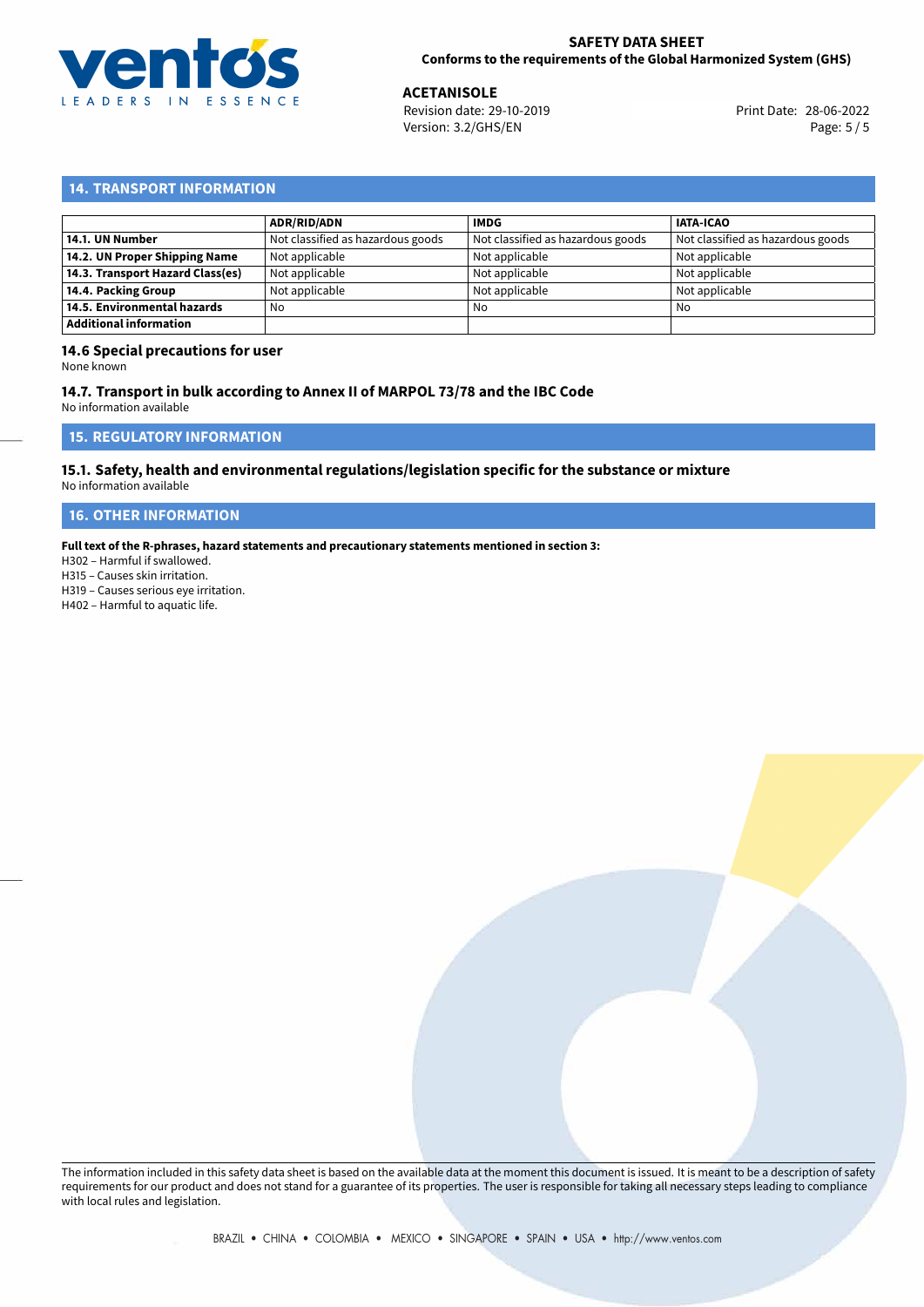## 14. TRANSPORT INFORMATION

| | ADR/RID/ADN | IMDG | IATA-ICAO |
|---|---|---|---|
| **14.1. UN Number** | Not classified as hazardous goods | Not classified as hazardous goods | Not classified as hazardous goods |
| **14.2. UN Proper Shipping Name** | Not applicable | Not applicable | Not applicable |
| **14.3. Transport Hazard Class(es)** | Not applicable | Not applicable | Not applicable |
| **14.4. Packing Group** | Not applicable | Not applicable | Not applicable |
| **14.5. Environmental hazards** | No | No | No |
| **Additional information** | | | |

### 14.6 Special precautions for user

None known

### 14.7. Transport in bulk according to Annex II of MARPOL 73/78 and the IBC Code

No information available

## 15. REGULATORY INFORMATION

### 15.1. Safety, health and environmental regulations/legislation specific for the substance or mixture

No information available

## 16. OTHER INFORMATION

**Full text of the R-phrases, hazard statements and precautionary statements mentioned in section 3:**

H302 – Harmful if swallowed.
H315 – Causes skin irritation.
H319 – Causes serious eye irritation.
H402 – Harmful to aquatic life.

The information included in this safety data sheet is based on the available data at the moment this document is issued. It is meant to be a description of safety requirements for our product and does not stand for a guarantee of its properties. The user is responsible for taking all necessary steps leading to compliance with local rules and legislation.